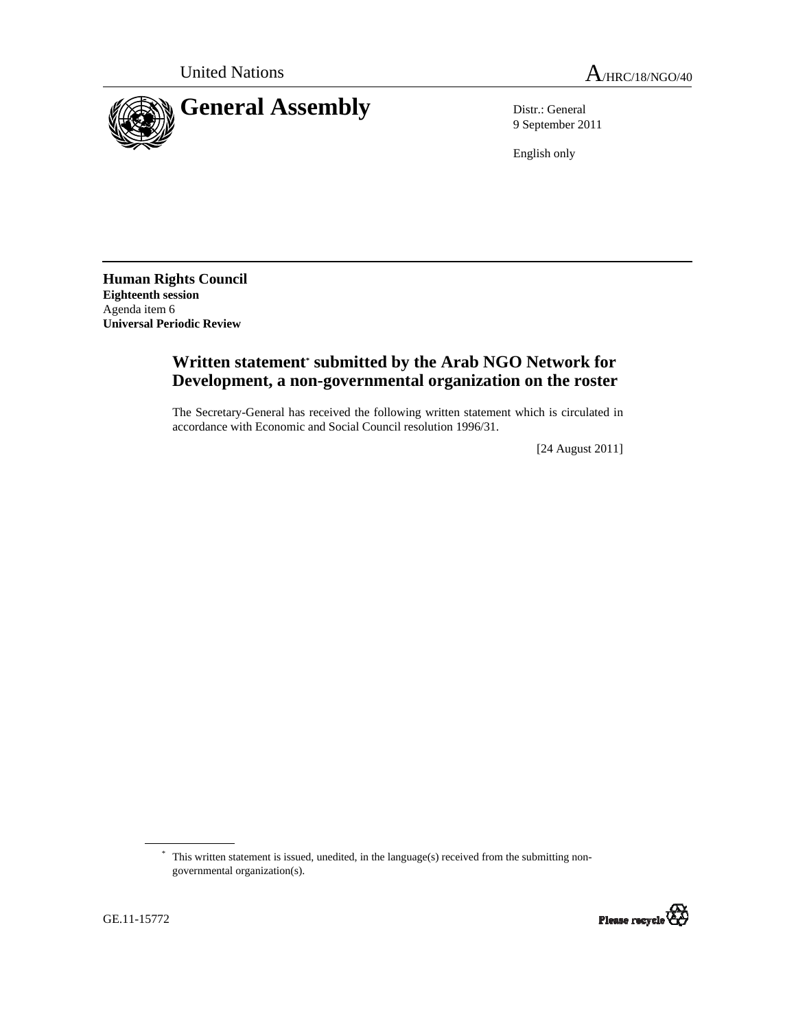United Nations

A/HRC/18/NGO/40

# General Assembly

Distr.: General
9 September 2011

English only

**Human Rights Council**
**Eighteenth session**
Agenda item 6
**Universal Periodic Review**

## Written statement* submitted by the Arab NGO Network for Development, a non-governmental organization on the roster

The Secretary-General has received the following written statement which is circulated in accordance with Economic and Social Council resolution 1996/31.

[24 August 2011]

* This written statement is issued, unedited, in the language(s) received from the submitting non-governmental organization(s).

GE.11-15772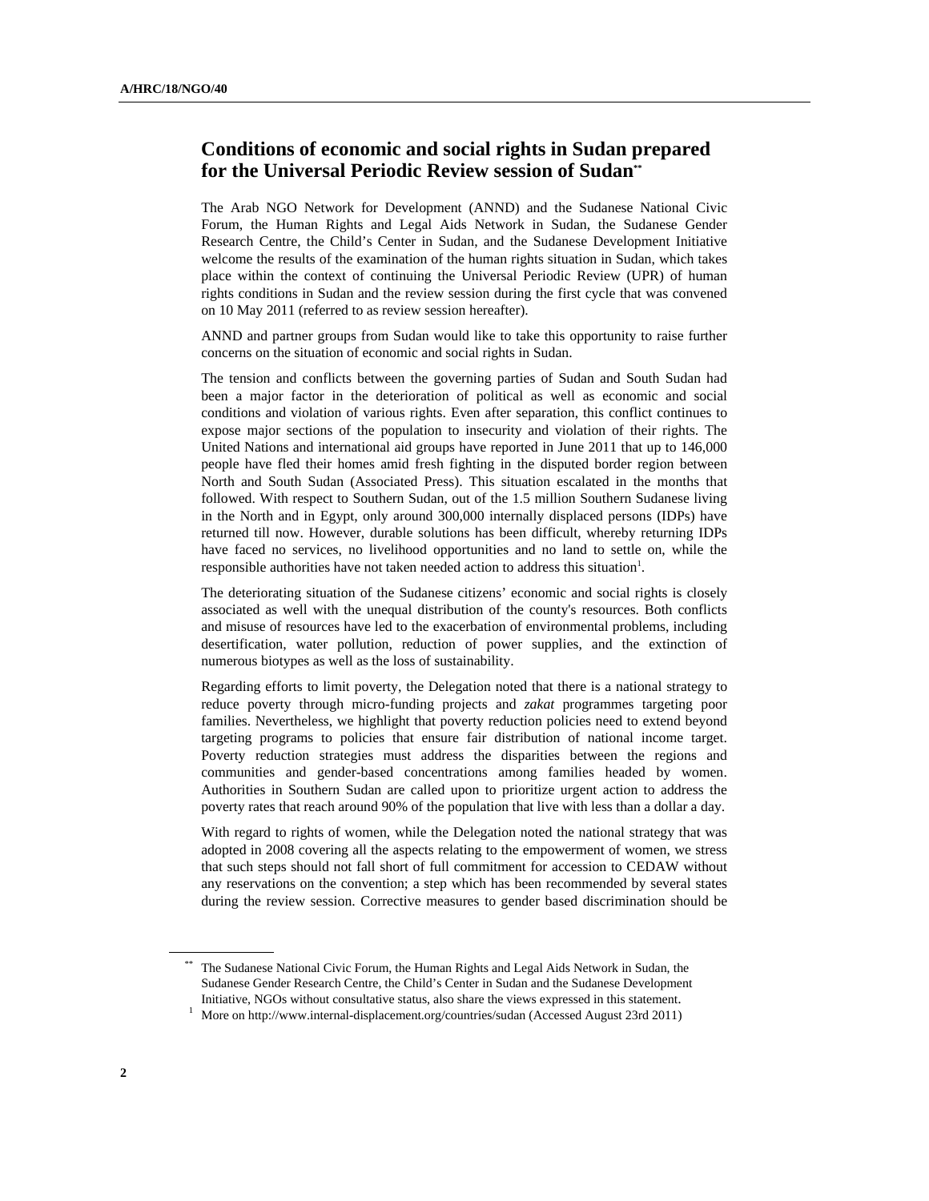## Conditions of economic and social rights in Sudan prepared for the Universal Periodic Review session of Sudan**

The Arab NGO Network for Development (ANND) and the Sudanese National Civic Forum, the Human Rights and Legal Aids Network in Sudan, the Sudanese Gender Research Centre, the Child's Center in Sudan, and the Sudanese Development Initiative welcome the results of the examination of the human rights situation in Sudan, which takes place within the context of continuing the Universal Periodic Review (UPR) of human rights conditions in Sudan and the review session during the first cycle that was convened on 10 May 2011 (referred to as review session hereafter).

ANND and partner groups from Sudan would like to take this opportunity to raise further concerns on the situation of economic and social rights in Sudan.

The tension and conflicts between the governing parties of Sudan and South Sudan had been a major factor in the deterioration of political as well as economic and social conditions and violation of various rights. Even after separation, this conflict continues to expose major sections of the population to insecurity and violation of their rights. The United Nations and international aid groups have reported in June 2011 that up to 146,000 people have fled their homes amid fresh fighting in the disputed border region between North and South Sudan (Associated Press). This situation escalated in the months that followed. With respect to Southern Sudan, out of the 1.5 million Southern Sudanese living in the North and in Egypt, only around 300,000 internally displaced persons (IDPs) have returned till now. However, durable solutions has been difficult, whereby returning IDPs have faced no services, no livelihood opportunities and no land to settle on, while the responsible authorities have not taken needed action to address this situation[1].

The deteriorating situation of the Sudanese citizens' economic and social rights is closely associated as well with the unequal distribution of the county's resources. Both conflicts and misuse of resources have led to the exacerbation of environmental problems, including desertification, water pollution, reduction of power supplies, and the extinction of numerous biotypes as well as the loss of sustainability.

Regarding efforts to limit poverty, the Delegation noted that there is a national strategy to reduce poverty through micro-funding projects and *zakat* programmes targeting poor families. Nevertheless, we highlight that poverty reduction policies need to extend beyond targeting programs to policies that ensure fair distribution of national income target. Poverty reduction strategies must address the disparities between the regions and communities and gender-based concentrations among families headed by women. Authorities in Southern Sudan are called upon to prioritize urgent action to address the poverty rates that reach around 90% of the population that live with less than a dollar a day.

With regard to rights of women, while the Delegation noted the national strategy that was adopted in 2008 covering all the aspects relating to the empowerment of women, we stress that such steps should not fall short of full commitment for accession to CEDAW without any reservations on the convention; a step which has been recommended by several states during the review session. Corrective measures to gender based discrimination should be

---

** The Sudanese National Civic Forum, the Human Rights and Legal Aids Network in Sudan, the Sudanese Gender Research Centre, the Child's Center in Sudan and the Sudanese Development Initiative, NGOs without consultative status, also share the views expressed in this statement.

[1] More on http://www.internal-displacement.org/countries/sudan (Accessed August 23rd 2011)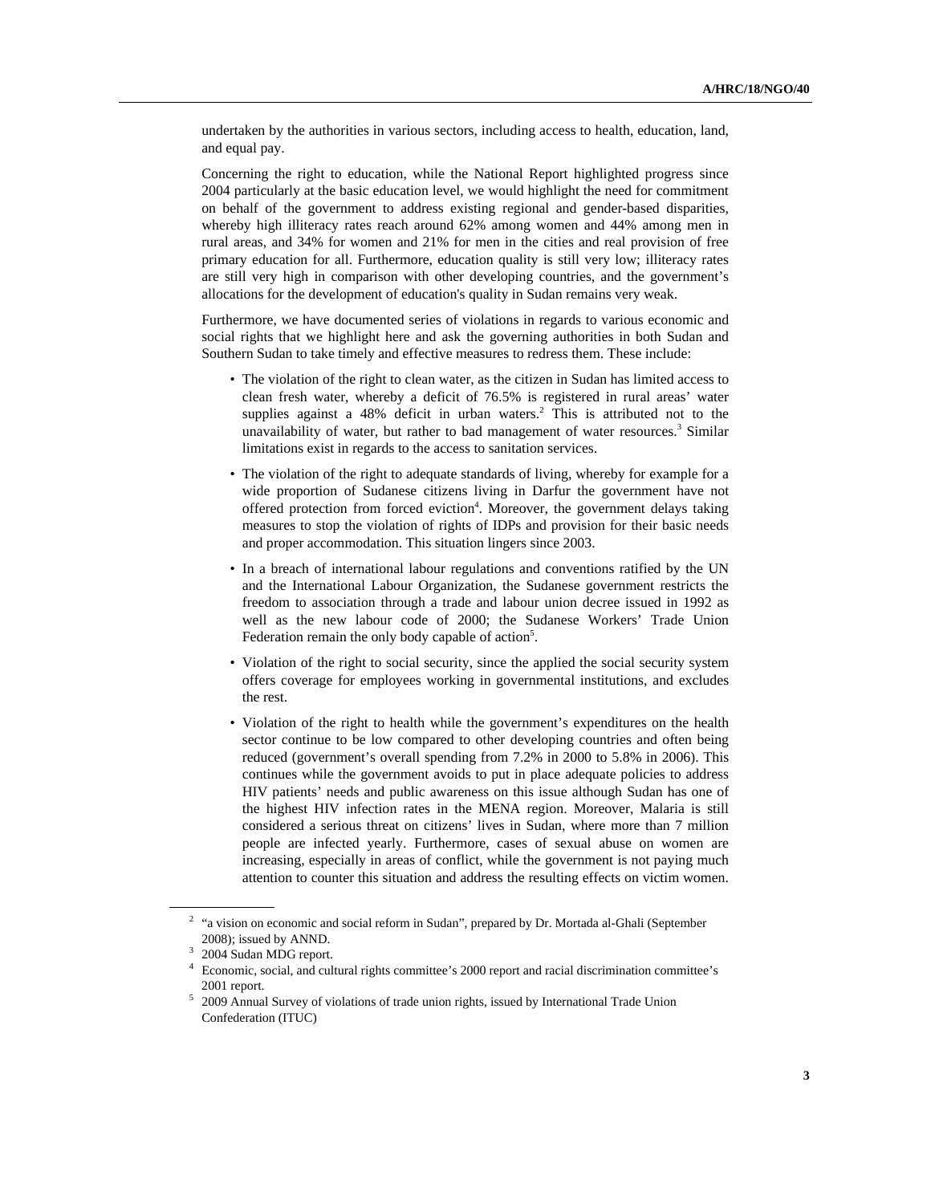undertaken by the authorities in various sectors, including access to health, education, land, and equal pay.

Concerning the right to education, while the National Report highlighted progress since 2004 particularly at the basic education level, we would highlight the need for commitment on behalf of the government to address existing regional and gender-based disparities, whereby high illiteracy rates reach around 62% among women and 44% among men in rural areas, and 34% for women and 21% for men in the cities and real provision of free primary education for all. Furthermore, education quality is still very low; illiteracy rates are still very high in comparison with other developing countries, and the government's allocations for the development of education's quality in Sudan remains very weak.

Furthermore, we have documented series of violations in regards to various economic and social rights that we highlight here and ask the governing authorities in both Sudan and Southern Sudan to take timely and effective measures to redress them. These include:

- The violation of the right to clean water, as the citizen in Sudan has limited access to clean fresh water, whereby a deficit of 76.5% is registered in rural areas' water supplies against a 48% deficit in urban waters.[2] This is attributed not to the unavailability of water, but rather to bad management of water resources.[3] Similar limitations exist in regards to the access to sanitation services.
- The violation of the right to adequate standards of living, whereby for example for a wide proportion of Sudanese citizens living in Darfur the government have not offered protection from forced eviction[4]. Moreover, the government delays taking measures to stop the violation of rights of IDPs and provision for their basic needs and proper accommodation. This situation lingers since 2003.
- In a breach of international labour regulations and conventions ratified by the UN and the International Labour Organization, the Sudanese government restricts the freedom to association through a trade and labour union decree issued in 1992 as well as the new labour code of 2000; the Sudanese Workers' Trade Union Federation remain the only body capable of action[5].
- Violation of the right to social security, since the applied the social security system offers coverage for employees working in governmental institutions, and excludes the rest.
- Violation of the right to health while the government's expenditures on the health sector continue to be low compared to other developing countries and often being reduced (government's overall spending from 7.2% in 2000 to 5.8% in 2006). This continues while the government avoids to put in place adequate policies to address HIV patients' needs and public awareness on this issue although Sudan has one of the highest HIV infection rates in the MENA region. Moreover, Malaria is still considered a serious threat on citizens' lives in Sudan, where more than 7 million people are infected yearly. Furthermore, cases of sexual abuse on women are increasing, especially in areas of conflict, while the government is not paying much attention to counter this situation and address the resulting effects on victim women.

---

[2] "a vision on economic and social reform in Sudan", prepared by Dr. Mortada al-Ghali (September 2008); issued by ANND.

[3] 2004 Sudan MDG report.

[4] Economic, social, and cultural rights committee's 2000 report and racial discrimination committee's 2001 report.

[5] 2009 Annual Survey of violations of trade union rights, issued by International Trade Union Confederation (ITUC)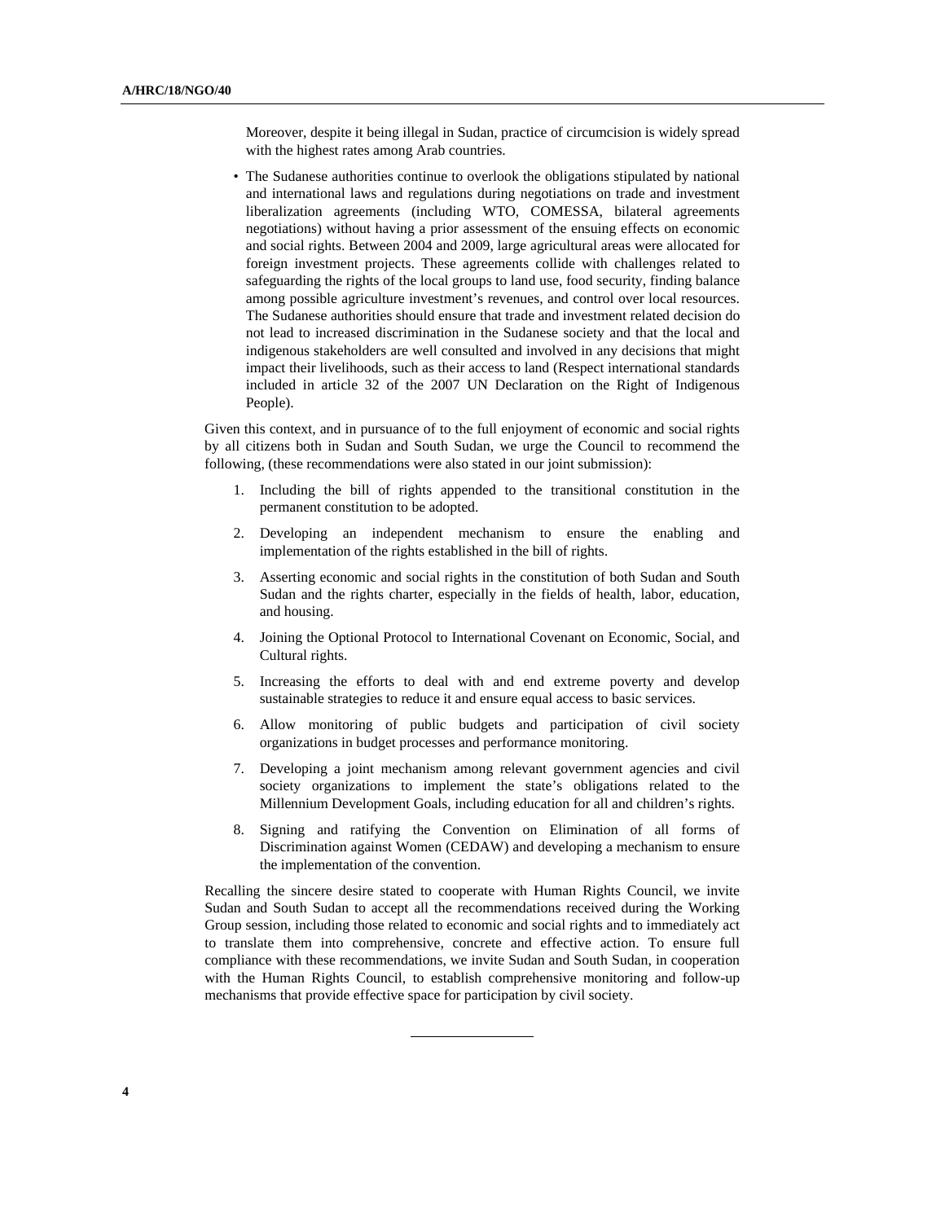Moreover, despite it being illegal in Sudan, practice of circumcision is widely spread with the highest rates among Arab countries.

- The Sudanese authorities continue to overlook the obligations stipulated by national and international laws and regulations during negotiations on trade and investment liberalization agreements (including WTO, COMESSA, bilateral agreements negotiations) without having a prior assessment of the ensuing effects on economic and social rights. Between 2004 and 2009, large agricultural areas were allocated for foreign investment projects. These agreements collide with challenges related to safeguarding the rights of the local groups to land use, food security, finding balance among possible agriculture investment's revenues, and control over local resources. The Sudanese authorities should ensure that trade and investment related decision do not lead to increased discrimination in the Sudanese society and that the local and indigenous stakeholders are well consulted and involved in any decisions that might impact their livelihoods, such as their access to land (Respect international standards included in article 32 of the 2007 UN Declaration on the Right of Indigenous People).

Given this context, and in pursuance of to the full enjoyment of economic and social rights by all citizens both in Sudan and South Sudan, we urge the Council to recommend the following, (these recommendations were also stated in our joint submission):

1. Including the bill of rights appended to the transitional constitution in the permanent constitution to be adopted.
2. Developing an independent mechanism to ensure the enabling and implementation of the rights established in the bill of rights.
3. Asserting economic and social rights in the constitution of both Sudan and South Sudan and the rights charter, especially in the fields of health, labor, education, and housing.
4. Joining the Optional Protocol to International Covenant on Economic, Social, and Cultural rights.
5. Increasing the efforts to deal with and end extreme poverty and develop sustainable strategies to reduce it and ensure equal access to basic services.
6. Allow monitoring of public budgets and participation of civil society organizations in budget processes and performance monitoring.
7. Developing a joint mechanism among relevant government agencies and civil society organizations to implement the state's obligations related to the Millennium Development Goals, including education for all and children's rights.
8. Signing and ratifying the Convention on Elimination of all forms of Discrimination against Women (CEDAW) and developing a mechanism to ensure the implementation of the convention.

Recalling the sincere desire stated to cooperate with Human Rights Council, we invite Sudan and South Sudan to accept all the recommendations received during the Working Group session, including those related to economic and social rights and to immediately act to translate them into comprehensive, concrete and effective action. To ensure full compliance with these recommendations, we invite Sudan and South Sudan, in cooperation with the Human Rights Council, to establish comprehensive monitoring and follow-up mechanisms that provide effective space for participation by civil society.